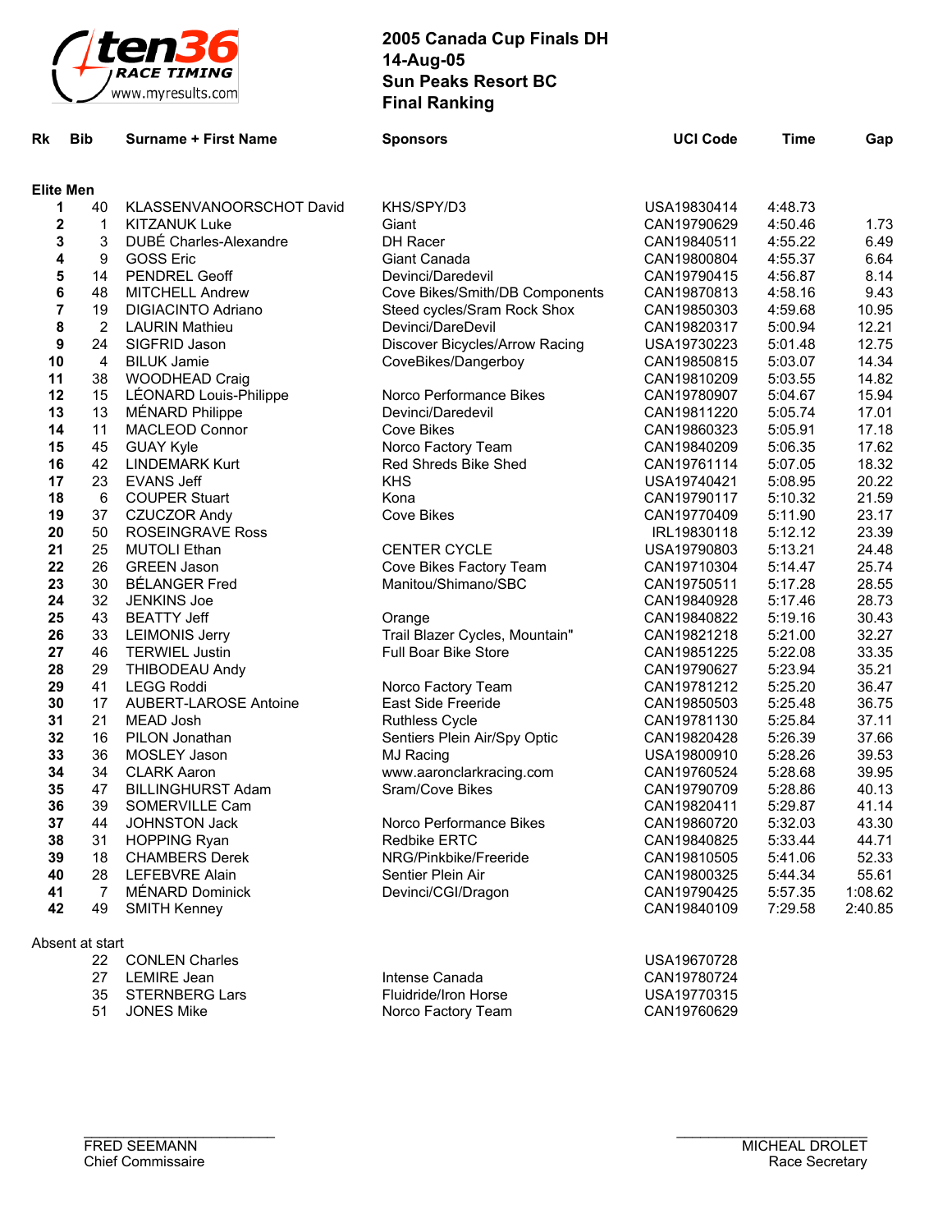ten36 RACE TIMING
www.myresults.com

# 2005 Canada Cup Finals DH
## 14-Aug-05
## Sun Peaks Resort BC
## Final Ranking

| Rk | Bib | Surname + First Name | Sponsors | UCI Code | Time | Gap |
|---|---|---|---|---|---|---|
| **Elite Men** | | | | | | |
| 1 | 40 | KLASSENVANOORSCHOT David | KHS/SPY/D3 | USA19830414 | 4:48.73 | |
| 2 | 1 | KITZANUK Luke | Giant | CAN19790629 | 4:50.46 | 1.73 |
| 3 | 3 | DUBÉ Charles-Alexandre | DH Racer | CAN19840511 | 4:55.22 | 6.49 |
| 4 | 9 | GOSS Eric | Giant Canada | CAN19800804 | 4:55.37 | 6.64 |
| 5 | 14 | PENDREL Geoff | Devinci/Daredevil | CAN19790415 | 4:56.87 | 8.14 |
| 6 | 48 | MITCHELL Andrew | Cove Bikes/Smith/DB Components | CAN19870813 | 4:58.16 | 9.43 |
| 7 | 19 | DIGIACINTO Adriano | Steed cycles/Sram Rock Shox | CAN19850303 | 4:59.68 | 10.95 |
| 8 | 2 | LAURIN Mathieu | Devinci/DareDevil | CAN19820317 | 5:00.94 | 12.21 |
| 9 | 24 | SIGFRID Jason | Discover Bicycles/Arrow Racing | USA19730223 | 5:01.48 | 12.75 |
| 10 | 4 | BILUK Jamie | CoveBikes/Dangerboy | CAN19850815 | 5:03.07 | 14.34 |
| 11 | 38 | WOODHEAD Craig | | CAN19810209 | 5:03.55 | 14.82 |
| 12 | 15 | LÉONARD Louis-Philippe | Norco Performance Bikes | CAN19780907 | 5:04.67 | 15.94 |
| 13 | 13 | MÉNARD Philippe | Devinci/Daredevil | CAN19811220 | 5:05.74 | 17.01 |
| 14 | 11 | MACLEOD Connor | Cove Bikes | CAN19860323 | 5:05.91 | 17.18 |
| 15 | 45 | GUAY Kyle | Norco Factory Team | CAN19840209 | 5:06.35 | 17.62 |
| 16 | 42 | LINDEMARK Kurt | Red Shreds Bike Shed | CAN19761114 | 5:07.05 | 18.32 |
| 17 | 23 | EVANS Jeff | KHS | USA19740421 | 5:08.95 | 20.22 |
| 18 | 6 | COUPER Stuart | Kona | CAN19790117 | 5:10.32 | 21.59 |
| 19 | 37 | CZUCZOR Andy | Cove Bikes | CAN19770409 | 5:11.90 | 23.17 |
| 20 | 50 | ROSEINGRAVE Ross | | IRL19830118 | 5:12.12 | 23.39 |
| 21 | 25 | MUTOLI Ethan | CENTER CYCLE | USA19790803 | 5:13.21 | 24.48 |
| 22 | 26 | GREEN Jason | Cove Bikes Factory Team | CAN19710304 | 5:14.47 | 25.74 |
| 23 | 30 | BÉLANGER Fred | Manitou/Shimano/SBC | CAN19750511 | 5:17.28 | 28.55 |
| 24 | 32 | JENKINS Joe | | CAN19840928 | 5:17.46 | 28.73 |
| 25 | 43 | BEATTY Jeff | Orange | CAN19840822 | 5:19.16 | 30.43 |
| 26 | 33 | LEIMONIS Jerry | Trail Blazer Cycles, Mountain" | CAN19821218 | 5:21.00 | 32.27 |
| 27 | 46 | TERWIEL Justin | Full Boar Bike Store | CAN19851225 | 5:22.08 | 33.35 |
| 28 | 29 | THIBODEAU Andy | | CAN19790627 | 5:23.94 | 35.21 |
| 29 | 41 | LEGG Roddi | Norco Factory Team | CAN19781212 | 5:25.20 | 36.47 |
| 30 | 17 | AUBERT-LAROSE Antoine | East Side Freeride | CAN19850503 | 5:25.48 | 36.75 |
| 31 | 21 | MEAD Josh | Ruthless Cycle | CAN19781130 | 5:25.84 | 37.11 |
| 32 | 16 | PILON Jonathan | Sentiers Plein Air/Spy Optic | CAN19820428 | 5:26.39 | 37.66 |
| 33 | 36 | MOSLEY Jason | MJ Racing | USA19800910 | 5:28.26 | 39.53 |
| 34 | 34 | CLARK Aaron | www.aaronclarkracing.com | CAN19760524 | 5:28.68 | 39.95 |
| 35 | 47 | BILLINGHURST Adam | Sram/Cove Bikes | CAN19790709 | 5:28.86 | 40.13 |
| 36 | 39 | SOMERVILLE Cam | | CAN19820411 | 5:29.87 | 41.14 |
| 37 | 44 | JOHNSTON Jack | Norco Performance Bikes | CAN19860720 | 5:32.03 | 43.30 |
| 38 | 31 | HOPPING Ryan | Redbike ERTC | CAN19840825 | 5:33.44 | 44.71 |
| 39 | 18 | CHAMBERS Derek | NRG/Pinkbike/Freeride | CAN19810505 | 5:41.06 | 52.33 |
| 40 | 28 | LEFEBVRE Alain | Sentier Plein Air | CAN19800325 | 5:44.34 | 55.61 |
| 41 | 7 | MÉNARD Dominick | Devinci/CGI/Dragon | CAN19790425 | 5:57.35 | 1:08.62 |
| 42 | 49 | SMITH Kenney | | CAN19840109 | 7:29.58 | 2:40.85 |
| Absent at start | | | | | | |
| | 22 | CONLEN Charles | | USA19670728 | | |
| | 27 | LEMIRE Jean | Intense Canada | CAN19780724 | | |
| | 35 | STERNBERG Lars | Fluidride/Iron Horse | USA19770315 | | |
| | 51 | JONES Mike | Norco Factory Team | CAN19760629 | | |

FRED SEEMANN
Chief Commissaire

MICHEAL DROLET
Race Secretary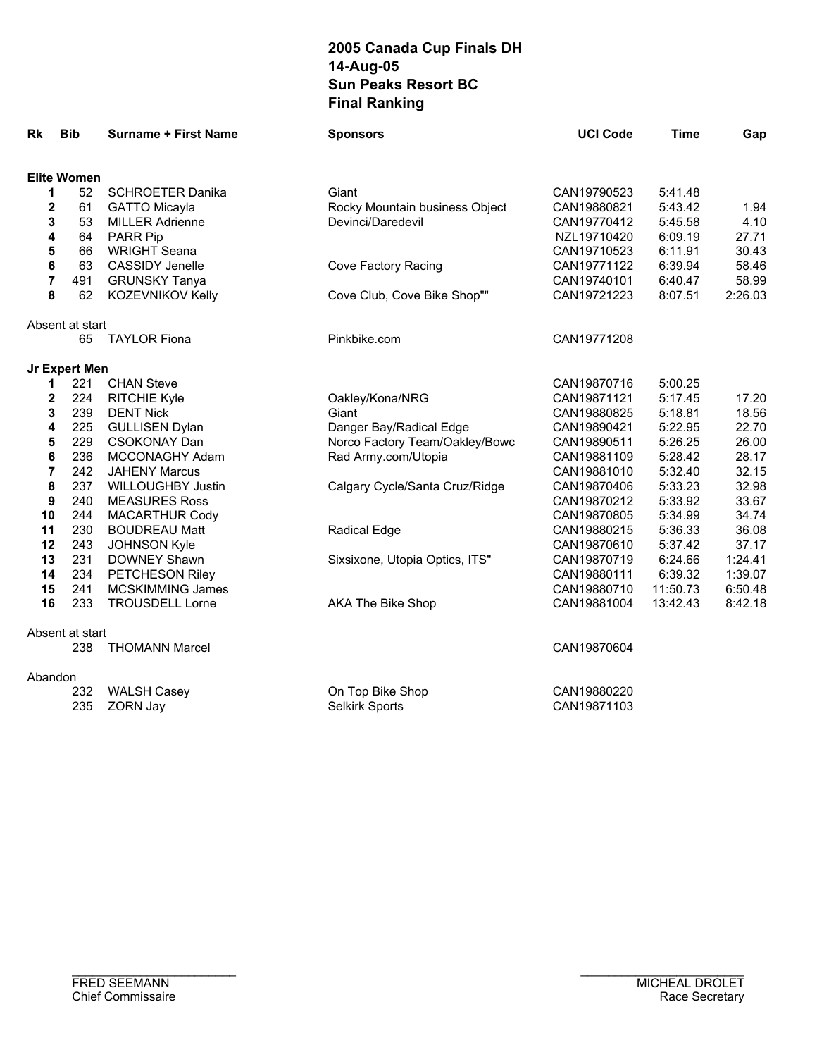# 2005 Canada Cup Finals DH
# 14-Aug-05
# Sun Peaks Resort BC
# Final Ranking

| Rk | Bib | Surname + First Name | Sponsors | UCI Code | Time | Gap |
|---|---|---|---|---|---|---|
| **Elite Women** | | | | | | |
| **1** | 52 | SCHROETER Danika | Giant | CAN19790523 | 5:41.48 | |
| **2** | 61 | GATTO Micayla | Rocky Mountain business Object | CAN19880821 | 5:43.42 | 1.94 |
| **3** | 53 | MILLER Adrienne | Devinci/Daredevil | CAN19770412 | 5:45.58 | 4.10 |
| **4** | 64 | PARR Pip | | NZL19710420 | 6:09.19 | 27.71 |
| **5** | 66 | WRIGHT Seana | | CAN19710523 | 6:11.91 | 30.43 |
| **6** | 63 | CASSIDY Jenelle | Cove Factory Racing | CAN19771122 | 6:39.94 | 58.46 |
| **7** | 491 | GRUNSKY Tanya | | CAN19740101 | 6:40.47 | 58.99 |
| **8** | 62 | KOZEVNIKOV Kelly | Cove Club, Cove Bike Shop"" | CAN19721223 | 8:07.51 | 2:26.03 |
| Absent at start | | | | | | |
| | 65 | TAYLOR Fiona | Pinkbike.com | CAN19771208 | | |
| **Jr Expert Men** | | | | | | |
| **1** | 221 | CHAN Steve | | CAN19870716 | 5:00.25 | |
| **2** | 224 | RITCHIE Kyle | Oakley/Kona/NRG | CAN19871121 | 5:17.45 | 17.20 |
| **3** | 239 | DENT Nick | Giant | CAN19880825 | 5:18.81 | 18.56 |
| **4** | 225 | GULLISEN Dylan | Danger Bay/Radical Edge | CAN19890421 | 5:22.95 | 22.70 |
| **5** | 229 | CSOKONAY Dan | Norco Factory Team/Oakley/Bowc | CAN19890511 | 5:26.25 | 26.00 |
| **6** | 236 | MCCONAGHY Adam | Rad Army.com/Utopia | CAN19881109 | 5:28.42 | 28.17 |
| **7** | 242 | JAHENY Marcus | | CAN19881010 | 5:32.40 | 32.15 |
| **8** | 237 | WILLOUGHBY Justin | Calgary Cycle/Santa Cruz/Ridge | CAN19870406 | 5:33.23 | 32.98 |
| **9** | 240 | MEASURES Ross | | CAN19870212 | 5:33.92 | 33.67 |
| **10** | 244 | MACARTHUR Cody | | CAN19870805 | 5:34.99 | 34.74 |
| **11** | 230 | BOUDREAU Matt | Radical Edge | CAN19880215 | 5:36.33 | 36.08 |
| **12** | 243 | JOHNSON Kyle | | CAN19870610 | 5:37.42 | 37.17 |
| **13** | 231 | DOWNEY Shawn | Sixsixone, Utopia Optics, ITS" | CAN19870719 | 6:24.66 | 1:24.41 |
| **14** | 234 | PETCHESON Riley | | CAN19880111 | 6:39.32 | 1:39.07 |
| **15** | 241 | MCSKIMMING James | | CAN19880710 | 11:50.73 | 6:50.48 |
| **16** | 233 | TROUSDELL Lorne | AKA The Bike Shop | CAN19881004 | 13:42.43 | 8:42.18 |
| Absent at start | | | | | | |
| | 238 | THOMANN Marcel | | CAN19870604 | | |
| Abandon | | | | | | |
| | 232 | WALSH Casey | On Top Bike Shop | CAN19880220 | | |
| | 235 | ZORN Jay | Selkirk Sports | CAN19871103 | | |

FRED SEEMANN
Chief Commissaire

MICHEAL DROLET
Race Secretary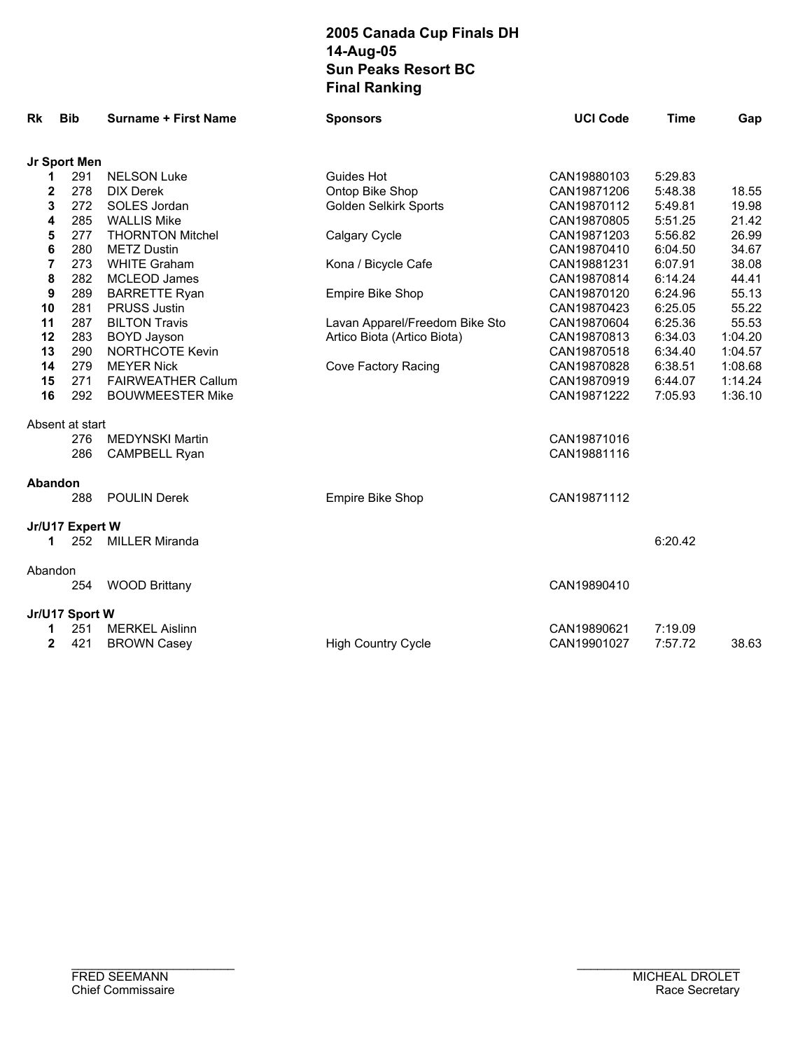# 2005 Canada Cup Finals DH
## 14-Aug-05
## Sun Peaks Resort BC
## Final Ranking

| Rk | Bib | Surname + First Name | Sponsors | UCI Code | Time | Gap |
|---|---|---|---|---|---|---|
| **Jr Sport Men** | | | | | | |
| **1** | 291 | NELSON Luke | Guides Hot | CAN19880103 | 5:29.83 | |
| **2** | 278 | DIX Derek | Ontop Bike Shop | CAN19871206 | 5:48.38 | 18.55 |
| **3** | 272 | SOLES Jordan | Golden Selkirk Sports | CAN19870112 | 5:49.81 | 19.98 |
| **4** | 285 | WALLIS Mike | | CAN19870805 | 5:51.25 | 21.42 |
| **5** | 277 | THORNTON Mitchel | Calgary Cycle | CAN19871203 | 5:56.82 | 26.99 |
| **6** | 280 | METZ Dustin | | CAN19870410 | 6:04.50 | 34.67 |
| **7** | 273 | WHITE Graham | Kona / Bicycle Cafe | CAN19881231 | 6:07.91 | 38.08 |
| **8** | 282 | MCLEOD James | | CAN19870814 | 6:14.24 | 44.41 |
| **9** | 289 | BARRETTE Ryan | Empire Bike Shop | CAN19870120 | 6:24.96 | 55.13 |
| **10** | 281 | PRUSS Justin | | CAN19870423 | 6:25.05 | 55.22 |
| **11** | 287 | BILTON Travis | Lavan Apparel/Freedom Bike Sto | CAN19870604 | 6:25.36 | 55.53 |
| **12** | 283 | BOYD Jayson | Artico Biota (Artico Biota) | CAN19870813 | 6:34.03 | 1:04.20 |
| **13** | 290 | NORTHCOTE Kevin | | CAN19870518 | 6:34.40 | 1:04.57 |
| **14** | 279 | MEYER Nick | Cove Factory Racing | CAN19870828 | 6:38.51 | 1:08.68 |
| **15** | 271 | FAIRWEATHER Callum | | CAN19870919 | 6:44.07 | 1:14.24 |
| **16** | 292 | BOUWMEESTER Mike | | CAN19871222 | 7:05.93 | 1:36.10 |
| Absent at start | | | | | | |
| | 276 | MEDYNSKI Martin | | CAN19871016 | | |
| | 286 | CAMPBELL Ryan | | CAN19881116 | | |
| **Abandon** | | | | | | |
| | 288 | POULIN Derek | Empire Bike Shop | CAN19871112 | | |
| **Jr/U17 Expert W** | | | | | | |
| **1** | 252 | MILLER Miranda | | | 6:20.42 | |
| Abandon | | | | | | |
| | 254 | WOOD Brittany | | CAN19890410 | | |
| **Jr/U17 Sport W** | | | | | | |
| **1** | 251 | MERKEL Aislinn | | CAN19890621 | 7:19.09 | |
| **2** | 421 | BROWN Casey | High Country Cycle | CAN19901027 | 7:57.72 | 38.63 |

FRED SEEMANN
Chief Commissaire

MICHEAL DROLET
Race Secretary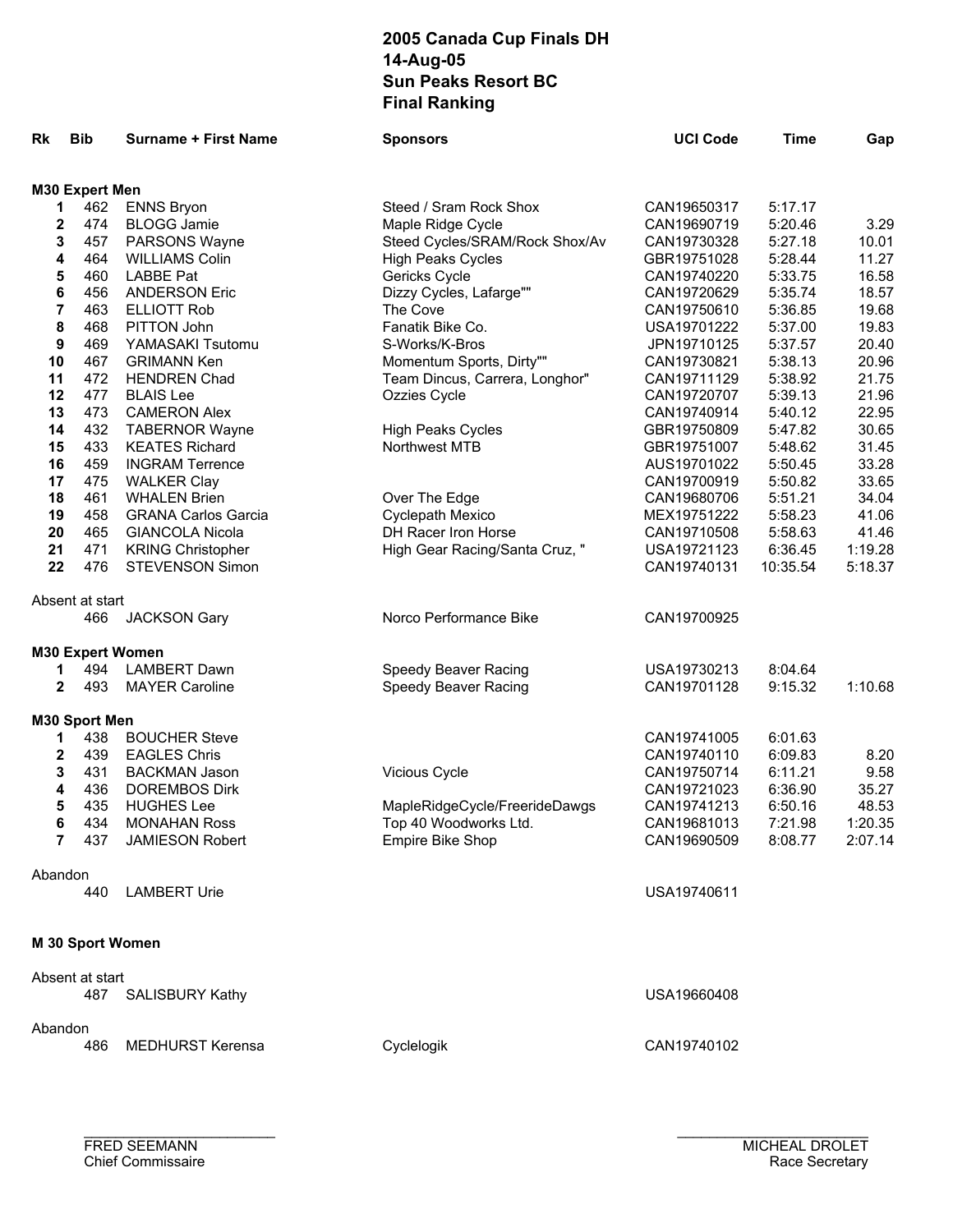# 2005 Canada Cup Finals DH
## 14-Aug-05
## Sun Peaks Resort BC
## Final Ranking

| Rk | Bib | Surname + First Name | Sponsors | UCI Code | Time | Gap |
|---|---|---|---|---|---|---|
| **M30 Expert Men** | | | | | | |
| **1** | 462 | ENNS Bryon | Steed / Sram Rock Shox | CAN19650317 | 5:17.17 | |
| **2** | 474 | BLOGG Jamie | Maple Ridge Cycle | CAN19690719 | 5:20.46 | 3.29 |
| **3** | 457 | PARSONS Wayne | Steed Cycles/SRAM/Rock Shox/Av | CAN19730328 | 5:27.18 | 10.01 |
| **4** | 464 | WILLIAMS Colin | High Peaks Cycles | GBR19751028 | 5:28.44 | 11.27 |
| **5** | 460 | LABBE Pat | Gericks Cycle | CAN19740220 | 5:33.75 | 16.58 |
| **6** | 456 | ANDERSON Eric | Dizzy Cycles, Lafarge"" | CAN19720629 | 5:35.74 | 18.57 |
| **7** | 463 | ELLIOTT Rob | The Cove | CAN19750610 | 5:36.85 | 19.68 |
| **8** | 468 | PITTON John | Fanatik Bike Co. | USA19701222 | 5:37.00 | 19.83 |
| **9** | 469 | YAMASAKI Tsutomu | S-Works/K-Bros | JPN19710125 | 5:37.57 | 20.40 |
| **10** | 467 | GRIMANN Ken | Momentum Sports, Dirty"" | CAN19730821 | 5:38.13 | 20.96 |
| **11** | 472 | HENDREN Chad | Team Dincus, Carrera, Longhor" | CAN19711129 | 5:38.92 | 21.75 |
| **12** | 477 | BLAIS Lee | Ozzies Cycle | CAN19720707 | 5:39.13 | 21.96 |
| **13** | 473 | CAMERON Alex | | CAN19740914 | 5:40.12 | 22.95 |
| **14** | 432 | TABERNOR Wayne | High Peaks Cycles | GBR19750809 | 5:47.82 | 30.65 |
| **15** | 433 | KEATES Richard | Northwest MTB | GBR19751007 | 5:48.62 | 31.45 |
| **16** | 459 | INGRAM Terrence | | AUS19701022 | 5:50.45 | 33.28 |
| **17** | 475 | WALKER Clay | | CAN19700919 | 5:50.82 | 33.65 |
| **18** | 461 | WHALEN Brien | Over The Edge | CAN19680706 | 5:51.21 | 34.04 |
| **19** | 458 | GRANA Carlos Garcia | Cyclepath Mexico | MEX19751222 | 5:58.23 | 41.06 |
| **20** | 465 | GIANCOLA Nicola | DH Racer Iron Horse | CAN19710508 | 5:58.63 | 41.46 |
| **21** | 471 | KRING Christopher | High Gear Racing/Santa Cruz, " | USA19721123 | 6:36.45 | 1:19.28 |
| **22** | 476 | STEVENSON Simon | | CAN19740131 | 10:35.54 | 5:18.37 |
| Absent at start | | | | | | |
| | 466 | JACKSON Gary | Norco Performance Bike | CAN19700925 | | |
| **M30 Expert Women** | | | | | | |
| **1** | 494 | LAMBERT Dawn | Speedy Beaver Racing | USA19730213 | 8:04.64 | |
| **2** | 493 | MAYER Caroline | Speedy Beaver Racing | CAN19701128 | 9:15.32 | 1:10.68 |
| **M30 Sport Men** | | | | | | |
| **1** | 438 | BOUCHER Steve | | CAN19741005 | 6:01.63 | |
| **2** | 439 | EAGLES Chris | | CAN19740110 | 6:09.83 | 8.20 |
| **3** | 431 | BACKMAN Jason | Vicious Cycle | CAN19750714 | 6:11.21 | 9.58 |
| **4** | 436 | DOREMBOS Dirk | | CAN19721023 | 6:36.90 | 35.27 |
| **5** | 435 | HUGHES Lee | MapleRidgeCycle/FreerideDawgs | CAN19741213 | 6:50.16 | 48.53 |
| **6** | 434 | MONAHAN Ross | Top 40 Woodworks Ltd. | CAN19681013 | 7:21.98 | 1:20.35 |
| **7** | 437 | JAMIESON Robert | Empire Bike Shop | CAN19690509 | 8:08.77 | 2:07.14 |
| Abandon | | | | | | |
| | 440 | LAMBERT Urie | | USA19740611 | | |
| **M 30 Sport Women** | | | | | | |
| Absent at start | | | | | | |
| | 487 | SALISBURY Kathy | | USA19660408 | | |
| Abandon | | | | | | |
| | 486 | MEDHURST Kerensa | Cyclelogik | CAN19740102 | | |

FRED SEEMANN
Chief Commissaire

MICHEAL DROLET
Race Secretary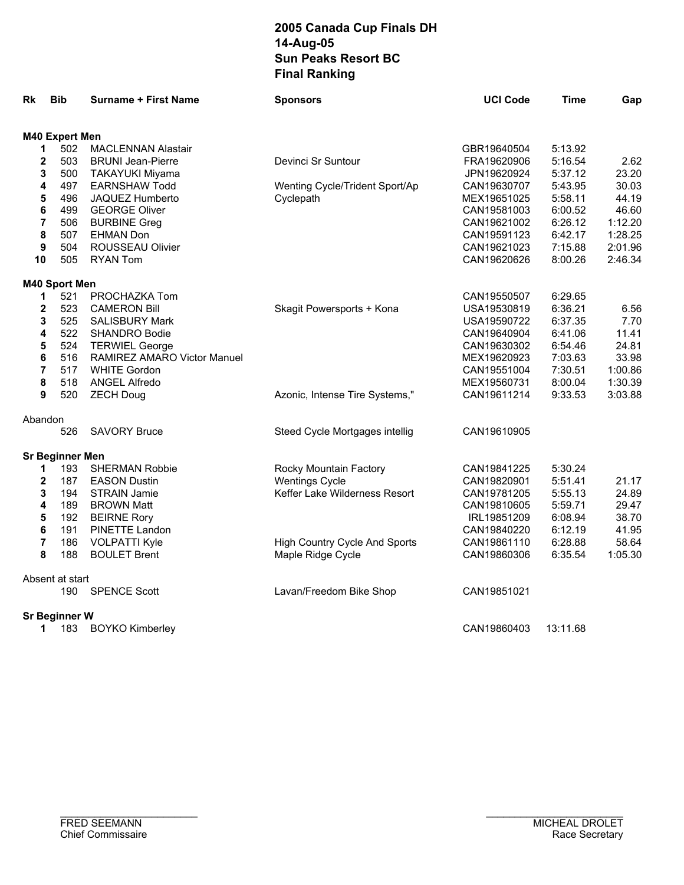# 2005 Canada Cup Finals DH
## 14-Aug-05
## Sun Peaks Resort BC
## Final Ranking

| Rk | Bib | Surname + First Name | Sponsors | UCI Code | Time | Gap |
|---|---|---|---|---|---|---|
| **M40 Expert Men** | | | | | | |
| 1 | 502 | MACLENNAN Alastair | | GBR19640504 | 5:13.92 | |
| 2 | 503 | BRUNI Jean-Pierre | Devinci Sr Suntour | FRA19620906 | 5:16.54 | 2.62 |
| 3 | 500 | TAKAYUKI Miyama | | JPN19620924 | 5:37.12 | 23.20 |
| 4 | 497 | EARNSHAW Todd | Wenting Cycle/Trident Sport/Ap | CAN19630707 | 5:43.95 | 30.03 |
| 5 | 496 | JAQUEZ Humberto | Cyclepath | MEX19651025 | 5:58.11 | 44.19 |
| 6 | 499 | GEORGE Oliver | | CAN19581003 | 6:00.52 | 46.60 |
| 7 | 506 | BURBINE Greg | | CAN19621002 | 6:26.12 | 1:12.20 |
| 8 | 507 | EHMAN Don | | CAN19591123 | 6:42.17 | 1:28.25 |
| 9 | 504 | ROUSSEAU Olivier | | CAN19621023 | 7:15.88 | 2:01.96 |
| 10 | 505 | RYAN Tom | | CAN19620626 | 8:00.26 | 2:46.34 |
| **M40 Sport Men** | | | | | | |
| 1 | 521 | PROCHAZKA Tom | | CAN19550507 | 6:29.65 | |
| 2 | 523 | CAMERON Bill | Skagit Powersports + Kona | USA19530819 | 6:36.21 | 6.56 |
| 3 | 525 | SALISBURY Mark | | USA19590722 | 6:37.35 | 7.70 |
| 4 | 522 | SHANDRO Bodie | | CAN19640904 | 6:41.06 | 11.41 |
| 5 | 524 | TERWIEL George | | CAN19630302 | 6:54.46 | 24.81 |
| 6 | 516 | RAMIREZ AMARO Victor Manuel | | MEX19620923 | 7:03.63 | 33.98 |
| 7 | 517 | WHITE Gordon | | CAN19551004 | 7:30.51 | 1:00.86 |
| 8 | 518 | ANGEL Alfredo | | MEX19560731 | 8:00.04 | 1:30.39 |
| 9 | 520 | ZECH Doug | Azonic, Intense Tire Systems," | CAN19611214 | 9:33.53 | 3:03.88 |
| Abandon | | | | | | |
| | 526 | SAVORY Bruce | Steed Cycle Mortgages intellig | CAN19610905 | | |
| **Sr Beginner Men** | | | | | | |
| 1 | 193 | SHERMAN Robbie | Rocky Mountain Factory | CAN19841225 | 5:30.24 | |
| 2 | 187 | EASON Dustin | Wentings Cycle | CAN19820901 | 5:51.41 | 21.17 |
| 3 | 194 | STRAIN Jamie | Keffer Lake Wilderness Resort | CAN19781205 | 5:55.13 | 24.89 |
| 4 | 189 | BROWN Matt | | CAN19810605 | 5:59.71 | 29.47 |
| 5 | 192 | BEIRNE Rory | | IRL19851209 | 6:08.94 | 38.70 |
| 6 | 191 | PINETTE Landon | | CAN19840220 | 6:12.19 | 41.95 |
| 7 | 186 | VOLPATTI Kyle | High Country Cycle And Sports | CAN19861110 | 6:28.88 | 58.64 |
| 8 | 188 | BOULET Brent | Maple Ridge Cycle | CAN19860306 | 6:35.54 | 1:05.30 |
| Absent at start | | | | | | |
| | 190 | SPENCE Scott | Lavan/Freedom Bike Shop | CAN19851021 | | |
| **Sr Beginner W** | | | | | | |
| 1 | 183 | BOYKO Kimberley | | CAN19860403 | 13:11.68 | |

FRED SEEMANN
Chief Commissaire

MICHEAL DROLET
Race Secretary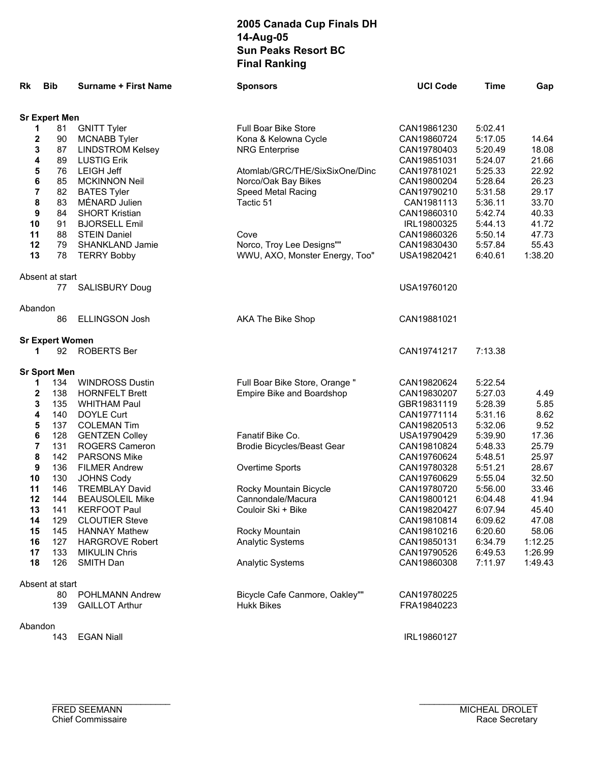# 2005 Canada Cup Finals DH
## 14-Aug-05
## Sun Peaks Resort BC
## Final Ranking

| Rk | Bib | Surname + First Name | Sponsors | UCI Code | Time | Gap |
|---|---|---|---|---|---|---|
| **Sr Expert Men** | | | | | | |
| **1** | 81 | GNITT Tyler | Full Boar Bike Store | CAN19861230 | 5:02.41 | |
| **2** | 90 | MCNABB Tyler | Kona & Kelowna Cycle | CAN19860724 | 5:17.05 | 14.64 |
| **3** | 87 | LINDSTROM Kelsey | NRG Enterprise | CAN19780403 | 5:20.49 | 18.08 |
| **4** | 89 | LUSTIG Erik | | CAN19851031 | 5:24.07 | 21.66 |
| **5** | 76 | LEIGH Jeff | Atomlab/GRC/THE/SixSixOne/Dinc | CAN19781021 | 5:25.33 | 22.92 |
| **6** | 85 | MCKINNON Neil | Norco/Oak Bay Bikes | CAN19800204 | 5:28.64 | 26.23 |
| **7** | 82 | BATES Tyler | Speed Metal Racing | CAN19790210 | 5:31.58 | 29.17 |
| **8** | 83 | MÉNARD Julien | Tactic 51 | CAN1981113 | 5:36.11 | 33.70 |
| **9** | 84 | SHORT Kristian | | CAN19860310 | 5:42.74 | 40.33 |
| **10** | 91 | BJORSELL Emil | | IRL19800325 | 5:44.13 | 41.72 |
| **11** | 88 | STEIN Daniel | Cove | CAN19860326 | 5:50.14 | 47.73 |
| **12** | 79 | SHANKLAND Jamie | Norco, Troy Lee Designs"" | CAN19830430 | 5:57.84 | 55.43 |
| **13** | 78 | TERRY Bobby | WWU, AXO, Monster Energy, Too" | USA19820421 | 6:40.61 | 1:38.20 |
| Absent at start | | | | | | |
| | 77 | SALISBURY Doug | | USA19760120 | | |
| Abandon | | | | | | |
| | 86 | ELLINGSON Josh | AKA The Bike Shop | CAN19881021 | | |
| **Sr Expert Women** | | | | | | |
| **1** | 92 | ROBERTS Ber | | CAN19741217 | 7:13.38 | |
| **Sr Sport Men** | | | | | | |
| **1** | 134 | WINDROSS Dustin | Full Boar Bike Store, Orange " | CAN19820624 | 5:22.54 | |
| **2** | 138 | HORNFELT Brett | Empire Bike and Boardshop | CAN19830207 | 5:27.03 | 4.49 |
| **3** | 135 | WHITHAM Paul | | GBR19831119 | 5:28.39 | 5.85 |
| **4** | 140 | DOYLE Curt | | CAN19771114 | 5:31.16 | 8.62 |
| **5** | 137 | COLEMAN Tim | | CAN19820513 | 5:32.06 | 9.52 |
| **6** | 128 | GENTZEN Colley | Fanatif Bike Co. | USA19790429 | 5:39.90 | 17.36 |
| **7** | 131 | ROGERS Cameron | Brodie Bicycles/Beast Gear | CAN19810824 | 5:48.33 | 25.79 |
| **8** | 142 | PARSONS Mike | | CAN19760624 | 5:48.51 | 25.97 |
| **9** | 136 | FILMER Andrew | Overtime Sports | CAN19780328 | 5:51.21 | 28.67 |
| **10** | 130 | JOHNS Cody | | CAN19760629 | 5:55.04 | 32.50 |
| **11** | 146 | TREMBLAY David | Rocky Mountain Bicycle | CAN19780720 | 5:56.00 | 33.46 |
| **12** | 144 | BEAUSOLEIL Mike | Cannondale/Macura | CAN19800121 | 6:04.48 | 41.94 |
| **13** | 141 | KERFOOT Paul | Couloir Ski + Bike | CAN19820427 | 6:07.94 | 45.40 |
| **14** | 129 | CLOUTIER Steve | | CAN19810814 | 6:09.62 | 47.08 |
| **15** | 145 | HANNAY Mathew | Rocky Mountain | CAN19810216 | 6:20.60 | 58.06 |
| **16** | 127 | HARGROVE Robert | Analytic Systems | CAN19850131 | 6:34.79 | 1:12.25 |
| **17** | 133 | MIKULIN Chris | | CAN19790526 | 6:49.53 | 1:26.99 |
| **18** | 126 | SMITH Dan | Analytic Systems | CAN19860308 | 7:11.97 | 1:49.43 |
| Absent at start | | | | | | |
| | 80 | POHLMANN Andrew | Bicycle Cafe Canmore, Oakley"" | CAN19780225 | | |
| | 139 | GAILLOT Arthur | Hukk Bikes | FRA19840223 | | |
| Abandon | | | | | | |
| | 143 | EGAN Niall | | IRL19860127 | | |

FRED SEEMANN
Chief Commissaire

MICHEAL DROLET
Race Secretary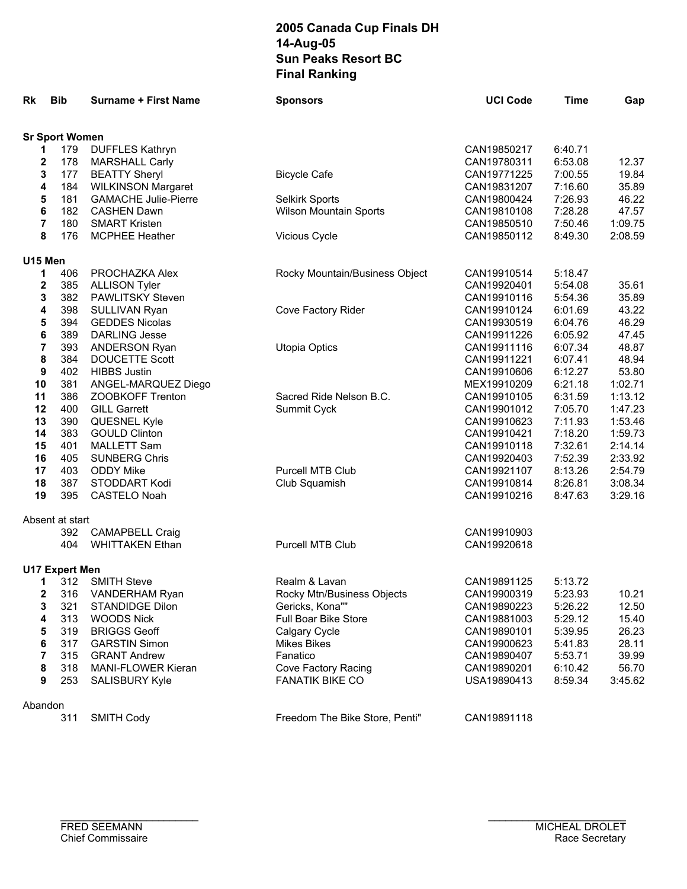# 2005 Canada Cup Finals DH
## 14-Aug-05
## Sun Peaks Resort BC
## Final Ranking

| Rk | Bib | Surname + First Name | Sponsors | UCI Code | Time | Gap |
|---|---|---|---|---|---|---|
| **Sr Sport Women** | | | | | | |
| **1** | 179 | DUFFLES Kathryn | | CAN19850217 | 6:40.71 | |
| **2** | 178 | MARSHALL Carly | | CAN19780311 | 6:53.08 | 12.37 |
| **3** | 177 | BEATTY Sheryl | Bicycle Cafe | CAN19771225 | 7:00.55 | 19.84 |
| **4** | 184 | WILKINSON Margaret | | CAN19831207 | 7:16.60 | 35.89 |
| **5** | 181 | GAMACHE Julie-Pierre | Selkirk Sports | CAN19800424 | 7:26.93 | 46.22 |
| **6** | 182 | CASHEN Dawn | Wilson Mountain Sports | CAN19810108 | 7:28.28 | 47.57 |
| **7** | 180 | SMART Kristen | | CAN19850510 | 7:50.46 | 1:09.75 |
| **8** | 176 | MCPHEE Heather | Vicious Cycle | CAN19850112 | 8:49.30 | 2:08.59 |
| **U15 Men** | | | | | | |
| **1** | 406 | PROCHAZKA Alex | Rocky Mountain/Business Object | CAN19910514 | 5:18.47 | |
| **2** | 385 | ALLISON Tyler | | CAN19920401 | 5:54.08 | 35.61 |
| **3** | 382 | PAWLITSKY Steven | | CAN19910116 | 5:54.36 | 35.89 |
| **4** | 398 | SULLIVAN Ryan | Cove Factory Rider | CAN19910124 | 6:01.69 | 43.22 |
| **5** | 394 | GEDDES Nicolas | | CAN19930519 | 6:04.76 | 46.29 |
| **6** | 389 | DARLING Jesse | | CAN19911226 | 6:05.92 | 47.45 |
| **7** | 393 | ANDERSON Ryan | Utopia Optics | CAN19911116 | 6:07.34 | 48.87 |
| **8** | 384 | DOUCETTE Scott | | CAN19911221 | 6:07.41 | 48.94 |
| **9** | 402 | HIBBS Justin | | CAN19910606 | 6:12.27 | 53.80 |
| **10** | 381 | ANGEL-MARQUEZ Diego | | MEX19910209 | 6:21.18 | 1:02.71 |
| **11** | 386 | ZOOBKOFF Trenton | Sacred Ride Nelson B.C. | CAN19910105 | 6:31.59 | 1:13.12 |
| **12** | 400 | GILL Garrett | Summit Cyck | CAN19901012 | 7:05.70 | 1:47.23 |
| **13** | 390 | QUESNEL Kyle | | CAN19910623 | 7:11.93 | 1:53.46 |
| **14** | 383 | GOULD Clinton | | CAN19910421 | 7:18.20 | 1:59.73 |
| **15** | 401 | MALLETT Sam | | CAN19910118 | 7:32.61 | 2:14.14 |
| **16** | 405 | SUNBERG Chris | | CAN19920403 | 7:52.39 | 2:33.92 |
| **17** | 403 | ODDY Mike | Purcell MTB Club | CAN19921107 | 8:13.26 | 2:54.79 |
| **18** | 387 | STODDART Kodi | Club Squamish | CAN19910814 | 8:26.81 | 3:08.34 |
| **19** | 395 | CASTELO Noah | | CAN19910216 | 8:47.63 | 3:29.16 |
| Absent at start | | | | | | |
| | 392 | CAMAPBELL Craig | | CAN19910903 | | |
| | 404 | WHITTAKEN Ethan | Purcell MTB Club | CAN19920618 | | |
| **U17 Expert Men** | | | | | | |
| **1** | 312 | SMITH Steve | Realm & Lavan | CAN19891125 | 5:13.72 | |
| **2** | 316 | VANDERHAM Ryan | Rocky Mtn/Business Objects | CAN19900319 | 5:23.93 | 10.21 |
| **3** | 321 | STANDIDGE Dilon | Gericks, Kona"" | CAN19890223 | 5:26.22 | 12.50 |
| **4** | 313 | WOODS Nick | Full Boar Bike Store | CAN19881003 | 5:29.12 | 15.40 |
| **5** | 319 | BRIGGS Geoff | Calgary Cycle | CAN19890101 | 5:39.95 | 26.23 |
| **6** | 317 | GARSTIN Simon | Mikes Bikes | CAN19900623 | 5:41.83 | 28.11 |
| **7** | 315 | GRANT Andrew | Fanatico | CAN19890407 | 5:53.71 | 39.99 |
| **8** | 318 | MANI-FLOWER Kieran | Cove Factory Racing | CAN19890201 | 6:10.42 | 56.70 |
| **9** | 253 | SALISBURY Kyle | FANATIK BIKE CO | USA19890413 | 8:59.34 | 3:45.62 |
| Abandon | | | | | | |
| | 311 | SMITH Cody | Freedom The Bike Store, Penti" | CAN19891118 | | |

FRED SEEMANN
Chief Commissaire

MICHEAL DROLET
Race Secretary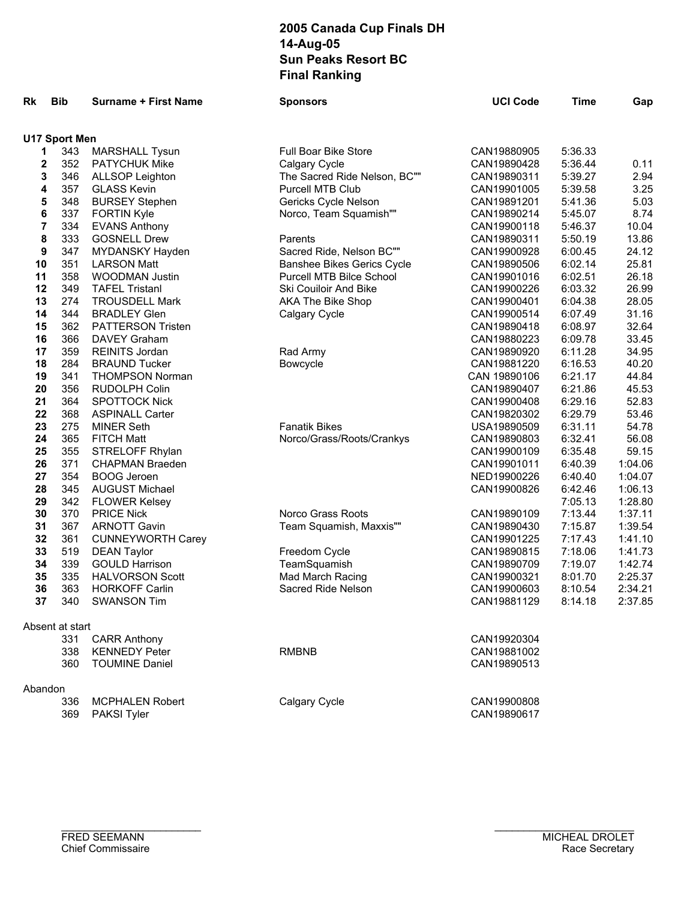# 2005 Canada Cup Finals DH
## 14-Aug-05
## Sun Peaks Resort BC
## Final Ranking

| Rk | Bib | Surname + First Name | Sponsors | UCI Code | Time | Gap |
|---|---|---|---|---|---|---|
| **U17 Sport Men** | | | | | | |
| 1 | 343 | MARSHALL Tysun | Full Boar Bike Store | CAN19880905 | 5:36.33 | |
| 2 | 352 | PATYCHUK Mike | Calgary Cycle | CAN19890428 | 5:36.44 | 0.11 |
| 3 | 346 | ALLSOP Leighton | The Sacred Ride Nelson, BC"" | CAN19890311 | 5:39.27 | 2.94 |
| 4 | 357 | GLASS Kevin | Purcell MTB Club | CAN19901005 | 5:39.58 | 3.25 |
| 5 | 348 | BURSEY Stephen | Gericks Cycle Nelson | CAN19891201 | 5:41.36 | 5.03 |
| 6 | 337 | FORTIN Kyle | Norco, Team Squamish"" | CAN19890214 | 5:45.07 | 8.74 |
| 7 | 334 | EVANS Anthony | | CAN19900118 | 5:46.37 | 10.04 |
| 8 | 333 | GOSNELL Drew | Parents | CAN19890311 | 5:50.19 | 13.86 |
| 9 | 347 | MYDANSKY Hayden | Sacred Ride, Nelson BC"" | CAN19900928 | 6:00.45 | 24.12 |
| 10 | 351 | LARSON Matt | Banshee Bikes Gerics Cycle | CAN19890506 | 6:02.14 | 25.81 |
| 11 | 358 | WOODMAN Justin | Purcell MTB Bilce School | CAN19901016 | 6:02.51 | 26.18 |
| 12 | 349 | TAFEL Tristanl | Ski Couiloir And Bike | CAN19900226 | 6:03.32 | 26.99 |
| 13 | 274 | TROUSDELL Mark | AKA The Bike Shop | CAN19900401 | 6:04.38 | 28.05 |
| 14 | 344 | BRADLEY Glen | Calgary Cycle | CAN19900514 | 6:07.49 | 31.16 |
| 15 | 362 | PATTERSON Tristen | | CAN19890418 | 6:08.97 | 32.64 |
| 16 | 366 | DAVEY Graham | | CAN19880223 | 6:09.78 | 33.45 |
| 17 | 359 | REINITS Jordan | Rad Army | CAN19890920 | 6:11.28 | 34.95 |
| 18 | 284 | BRAUND Tucker | Bowcycle | CAN19881220 | 6:16.53 | 40.20 |
| 19 | 341 | THOMPSON Norman | | CAN 19890106 | 6:21.17 | 44.84 |
| 20 | 356 | RUDOLPH Colin | | CAN19890407 | 6:21.86 | 45.53 |
| 21 | 364 | SPOTTOCK Nick | | CAN19900408 | 6:29.16 | 52.83 |
| 22 | 368 | ASPINALL Carter | | CAN19820302 | 6:29.79 | 53.46 |
| 23 | 275 | MINER Seth | Fanatik Bikes | USA19890509 | 6:31.11 | 54.78 |
| 24 | 365 | FITCH Matt | Norco/Grass/Roots/Crankys | CAN19890803 | 6:32.41 | 56.08 |
| 25 | 355 | STRELOFF Rhylan | | CAN19900109 | 6:35.48 | 59.15 |
| 26 | 371 | CHAPMAN Braeden | | CAN19901011 | 6:40.39 | 1:04.06 |
| 27 | 354 | BOOG Jeroen | | NED19900226 | 6:40.40 | 1:04.07 |
| 28 | 345 | AUGUST Michael | | CAN19900826 | 6:42.46 | 1:06.13 |
| 29 | 342 | FLOWER Kelsey | | | 7:05.13 | 1:28.80 |
| 30 | 370 | PRICE Nick | Norco Grass Roots | CAN19890109 | 7:13.44 | 1:37.11 |
| 31 | 367 | ARNOTT Gavin | Team Squamish, Maxxis"" | CAN19890430 | 7:15.87 | 1:39.54 |
| 32 | 361 | CUNNEYWORTH Carey | | CAN19901225 | 7:17.43 | 1:41.10 |
| 33 | 519 | DEAN Taylor | Freedom Cycle | CAN19890815 | 7:18.06 | 1:41.73 |
| 34 | 339 | GOULD Harrison | TeamSquamish | CAN19890709 | 7:19.07 | 1:42.74 |
| 35 | 335 | HALVORSON Scott | Mad March Racing | CAN19900321 | 8:01.70 | 2:25.37 |
| 36 | 363 | HORKOFF Carlin | Sacred Ride Nelson | CAN19900603 | 8:10.54 | 2:34.21 |
| 37 | 340 | SWANSON Tim | | CAN19881129 | 8:14.18 | 2:37.85 |
| Absent at start | | | | | | |
| | 331 | CARR Anthony | | CAN19920304 | | |
| | 338 | KENNEDY Peter | RMBNB | CAN19881002 | | |
| | 360 | TOUMINE Daniel | | CAN19890513 | | |
| Abandon | | | | | | |
| | 336 | MCPHALEN Robert | Calgary Cycle | CAN19900808 | | |
| | 369 | PAKSI Tyler | | CAN19890617 | | |

FRED SEEMANN
Chief Commissaire

MICHEAL DROLET
Race Secretary